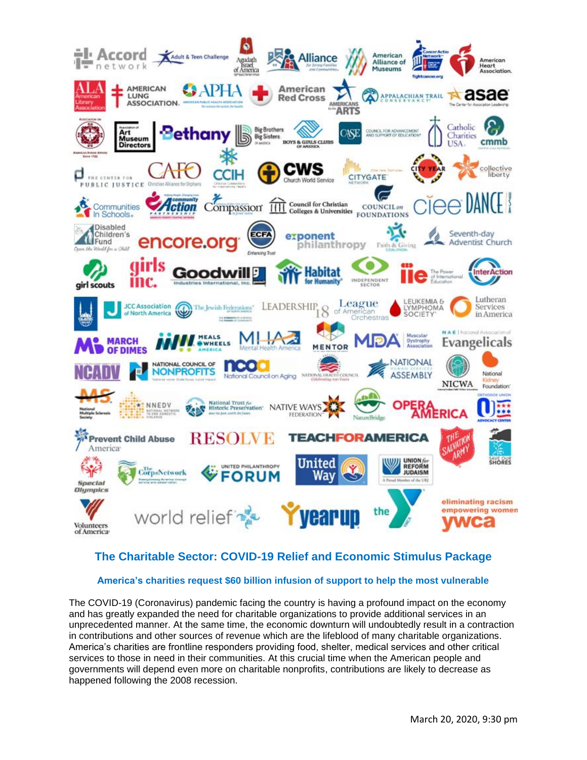## The Charitable Sector: COVID-19 Relief and Economic Stimulus Package

### America's charities request $60 billion infusion of support to help the most vulnerable

The COVID-19 (Coronavirus) pandemic facing the country is having a profound impact on the economy and has greatly expanded the need for charitable organizations to provide additional services in an unprecedented manner. At the same time, the economic downturn will undoubtedly result in a contraction in contributions and other sources of revenue which are the lifeblood of many charitable organizations. America's charities are frontline responders providing food, shelter, medical services and other critical services to those in need in their communities. At this crucial time when the American people and governments will depend even more on charitable nonprofits, contributions are likely to decrease as happened following the 2008 recession.

March 20, 2020, 9:30 pm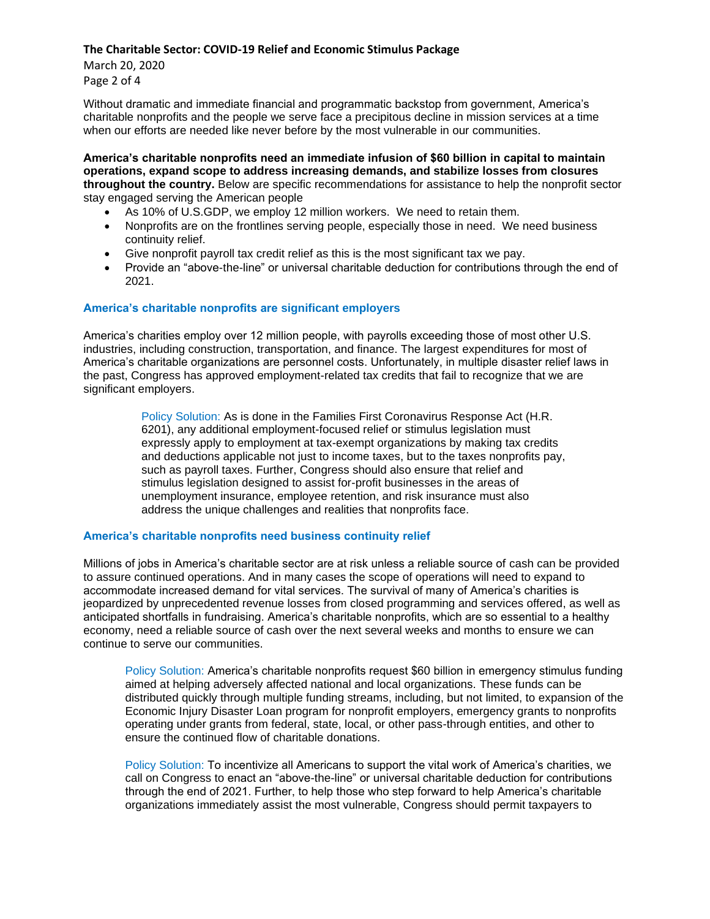Without dramatic and immediate financial and programmatic backstop from government, America's charitable nonprofits and the people we serve face a precipitous decline in mission services at a time when our efforts are needed like never before by the most vulnerable in our communities.

**America's charitable nonprofits need an immediate infusion of $60 billion in capital to maintain operations, expand scope to address increasing demands, and stabilize losses from closures throughout the country.** Below are specific recommendations for assistance to help the nonprofit sector stay engaged serving the American people

- As 10% of U.S.GDP, we employ 12 million workers. We need to retain them.
- Nonprofits are on the frontlines serving people, especially those in need. We need business continuity relief.
- Give nonprofit payroll tax credit relief as this is the most significant tax we pay.
- Provide an "above-the-line" or universal charitable deduction for contributions through the end of 2021.

### America's charitable nonprofits are significant employers

America's charities employ over 12 million people, with payrolls exceeding those of most other U.S. industries, including construction, transportation, and finance. The largest expenditures for most of America's charitable organizations are personnel costs. Unfortunately, in multiple disaster relief laws in the past, Congress has approved employment-related tax credits that fail to recognize that we are significant employers.

> Policy Solution: As is done in the Families First Coronavirus Response Act (H.R. 6201), any additional employment-focused relief or stimulus legislation must expressly apply to employment at tax-exempt organizations by making tax credits and deductions applicable not just to income taxes, but to the taxes nonprofits pay, such as payroll taxes. Further, Congress should also ensure that relief and stimulus legislation designed to assist for-profit businesses in the areas of unemployment insurance, employee retention, and risk insurance must also address the unique challenges and realities that nonprofits face.

### America's charitable nonprofits need business continuity relief

Millions of jobs in America's charitable sector are at risk unless a reliable source of cash can be provided to assure continued operations. And in many cases the scope of operations will need to expand to accommodate increased demand for vital services. The survival of many of America's charities is jeopardized by unprecedented revenue losses from closed programming and services offered, as well as anticipated shortfalls in fundraising. America's charitable nonprofits, which are so essential to a healthy economy, need a reliable source of cash over the next several weeks and months to ensure we can continue to serve our communities.

> Policy Solution: America's charitable nonprofits request $60 billion in emergency stimulus funding aimed at helping adversely affected national and local organizations. These funds can be distributed quickly through multiple funding streams, including, but not limited, to expansion of the Economic Injury Disaster Loan program for nonprofit employers, emergency grants to nonprofits operating under grants from federal, state, local, or other pass-through entities, and other to ensure the continued flow of charitable donations.

> Policy Solution: To incentivize all Americans to support the vital work of America's charities, we call on Congress to enact an "above-the-line" or universal charitable deduction for contributions through the end of 2021. Further, to help those who step forward to help America's charitable organizations immediately assist the most vulnerable, Congress should permit taxpayers to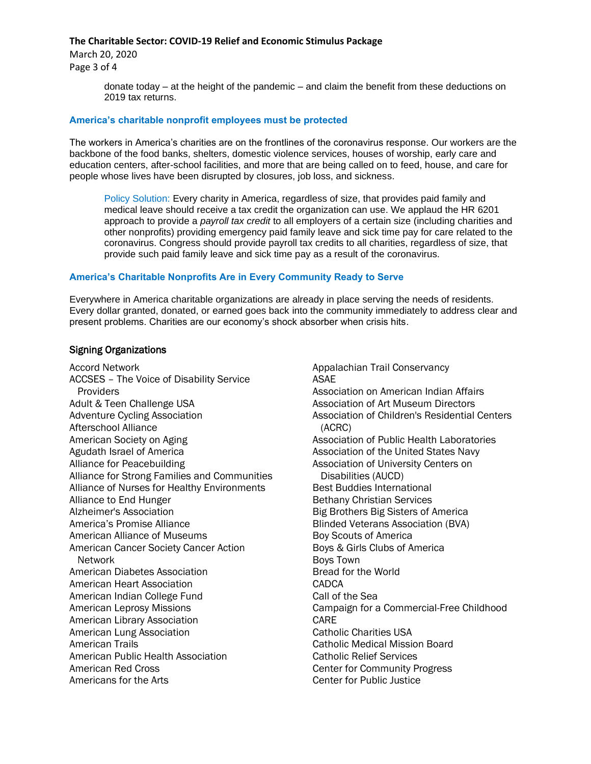donate today – at the height of the pandemic – and claim the benefit from these deductions on 2019 tax returns.

### America's charitable nonprofit employees must be protected

The workers in America's charities are on the frontlines of the coronavirus response. Our workers are the backbone of the food banks, shelters, domestic violence services, houses of worship, early care and education centers, after-school facilities, and more that are being called on to feed, house, and care for people whose lives have been disrupted by closures, job loss, and sickness.

> Policy Solution: Every charity in America, regardless of size, that provides paid family and medical leave should receive a tax credit the organization can use. We applaud the HR 6201 approach to provide a *payroll tax credit* to all employers of a certain size (including charities and other nonprofits) providing emergency paid family leave and sick time pay for care related to the coronavirus. Congress should provide payroll tax credits to all charities, regardless of size, that provide such paid family leave and sick time pay as a result of the coronavirus.

### America's Charitable Nonprofits Are in Every Community Ready to Serve

Everywhere in America charitable organizations are already in place serving the needs of residents. Every dollar granted, donated, or earned goes back into the community immediately to address clear and present problems. Charities are our economy's shock absorber when crisis hits.

### Signing Organizations

Accord Network
ACCSES – The Voice of Disability Service Providers
Adult & Teen Challenge USA
Adventure Cycling Association
Afterschool Alliance
American Society on Aging
Agudath Israel of America
Alliance for Peacebuilding
Alliance for Strong Families and Communities
Alliance of Nurses for Healthy Environments
Alliance to End Hunger
Alzheimer's Association
America's Promise Alliance
American Alliance of Museums
American Cancer Society Cancer Action Network
American Diabetes Association
American Heart Association
American Indian College Fund
American Leprosy Missions
American Library Association
American Lung Association
American Trails
American Public Health Association
American Red Cross
Americans for the Arts
Appalachian Trail Conservancy
ASAE
Association on American Indian Affairs
Association of Art Museum Directors
Association of Children's Residential Centers (ACRC)
Association of Public Health Laboratories
Association of the United States Navy
Association of University Centers on Disabilities (AUCD)
Best Buddies International
Bethany Christian Services
Big Brothers Big Sisters of America
Blinded Veterans Association (BVA)
Boy Scouts of America
Boys & Girls Clubs of America
Boys Town
Bread for the World
CADCA
Call of the Sea
Campaign for a Commercial-Free Childhood
CARE
Catholic Charities USA
Catholic Medical Mission Board
Catholic Relief Services
Center for Community Progress
Center for Public Justice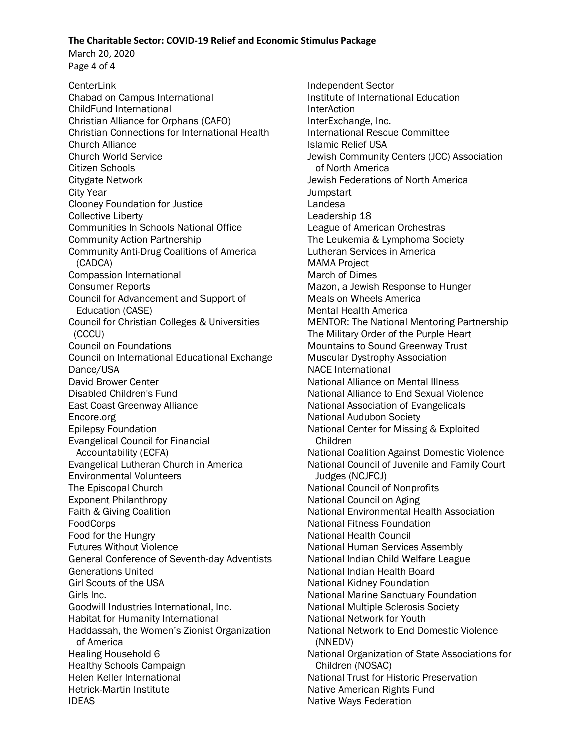CenterLink
Chabad on Campus International
ChildFund International
Christian Alliance for Orphans (CAFO)
Christian Connections for International Health
Church Alliance
Church World Service
Citizen Schools
Citygate Network
City Year
Clooney Foundation for Justice
Collective Liberty
Communities In Schools National Office
Community Action Partnership
Community Anti-Drug Coalitions of America (CADCA)
Compassion International
Consumer Reports
Council for Advancement and Support of Education (CASE)
Council for Christian Colleges & Universities (CCCU)
Council on Foundations
Council on International Educational Exchange
Dance/USA
David Brower Center
Disabled Children's Fund
East Coast Greenway Alliance
Encore.org
Epilepsy Foundation
Evangelical Council for Financial Accountability (ECFA)
Evangelical Lutheran Church in America
Environmental Volunteers
The Episcopal Church
Exponent Philanthropy
Faith & Giving Coalition
FoodCorps
Food for the Hungry
Futures Without Violence
General Conference of Seventh-day Adventists
Generations United
Girl Scouts of the USA
Girls Inc.
Goodwill Industries International, Inc.
Habitat for Humanity International
Haddassah, the Women's Zionist Organization of America
Healing Household 6
Healthy Schools Campaign
Helen Keller International
Hetrick-Martin Institute
IDEAS
Independent Sector
Institute of International Education
InterAction
InterExchange, Inc.
International Rescue Committee
Islamic Relief USA
Jewish Community Centers (JCC) Association of North America
Jewish Federations of North America
Jumpstart
Landesa
Leadership 18
League of American Orchestras
The Leukemia & Lymphoma Society
Lutheran Services in America
MAMA Project
March of Dimes
Mazon, a Jewish Response to Hunger
Meals on Wheels America
Mental Health America
MENTOR: The National Mentoring Partnership
The Military Order of the Purple Heart
Mountains to Sound Greenway Trust
Muscular Dystrophy Association
NACE International
National Alliance on Mental Illness
National Alliance to End Sexual Violence
National Association of Evangelicals
National Audubon Society
National Center for Missing & Exploited Children
National Coalition Against Domestic Violence
National Council of Juvenile and Family Court Judges (NCJFCJ)
National Council of Nonprofits
National Council on Aging
National Environmental Health Association
National Fitness Foundation
National Health Council
National Human Services Assembly
National Indian Child Welfare League
National Indian Health Board
National Kidney Foundation
National Marine Sanctuary Foundation
National Multiple Sclerosis Society
National Network for Youth
National Network to End Domestic Violence (NNEDV)
National Organization of State Associations for Children (NOSAC)
National Trust for Historic Preservation
Native American Rights Fund
Native Ways Federation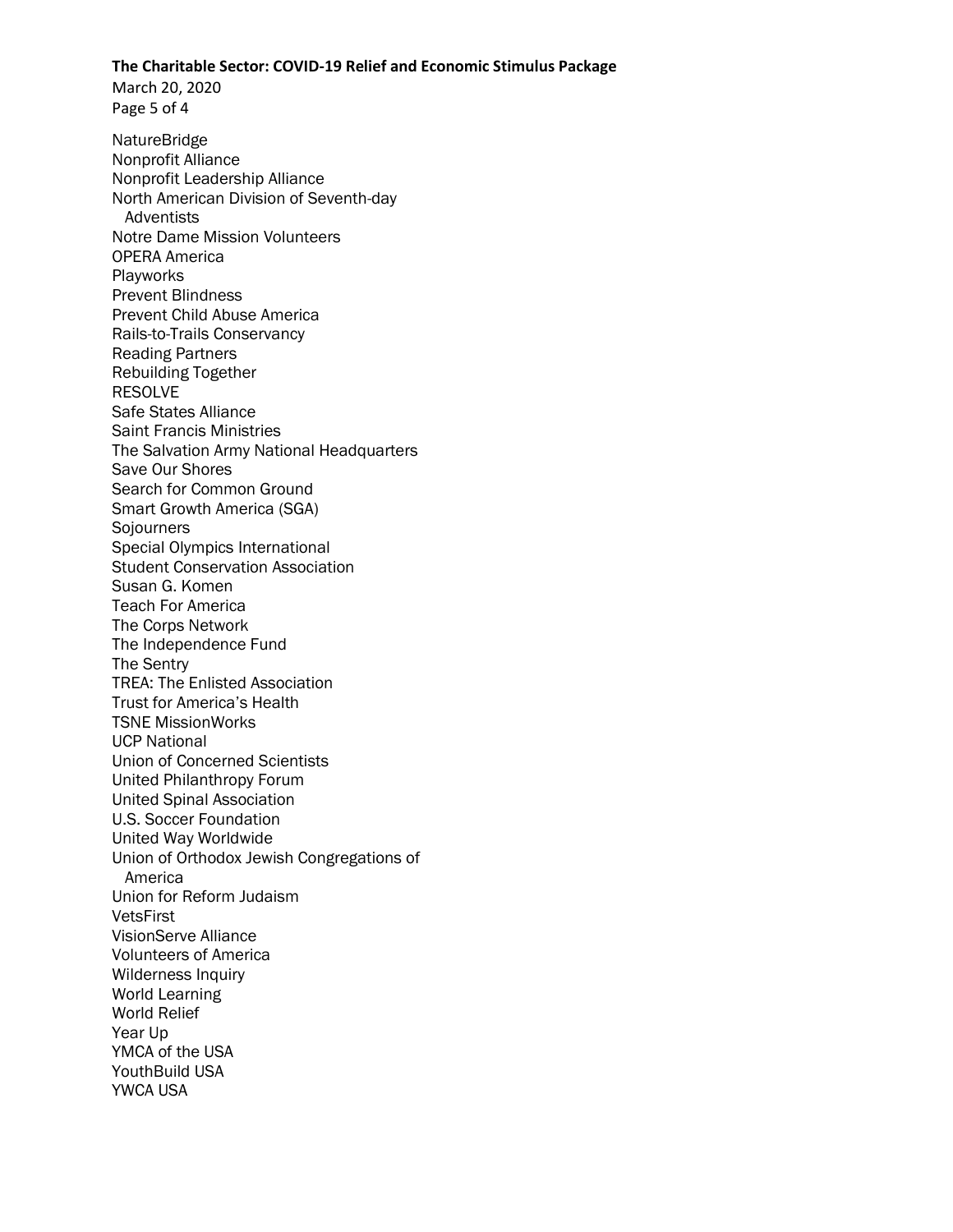NatureBridge
Nonprofit Alliance
Nonprofit Leadership Alliance
North American Division of Seventh-day Adventists
Notre Dame Mission Volunteers
OPERA America
Playworks
Prevent Blindness
Prevent Child Abuse America
Rails-to-Trails Conservancy
Reading Partners
Rebuilding Together
RESOLVE
Safe States Alliance
Saint Francis Ministries
The Salvation Army National Headquarters
Save Our Shores
Search for Common Ground
Smart Growth America (SGA)
Sojourners
Special Olympics International
Student Conservation Association
Susan G. Komen
Teach For America
The Corps Network
The Independence Fund
The Sentry
TREA: The Enlisted Association
Trust for America's Health
TSNE MissionWorks
UCP National
Union of Concerned Scientists
United Philanthropy Forum
United Spinal Association
U.S. Soccer Foundation
United Way Worldwide
Union of Orthodox Jewish Congregations of America
Union for Reform Judaism
VetsFirst
VisionServe Alliance
Volunteers of America
Wilderness Inquiry
World Learning
World Relief
Year Up
YMCA of the USA
YouthBuild USA
YWCA USA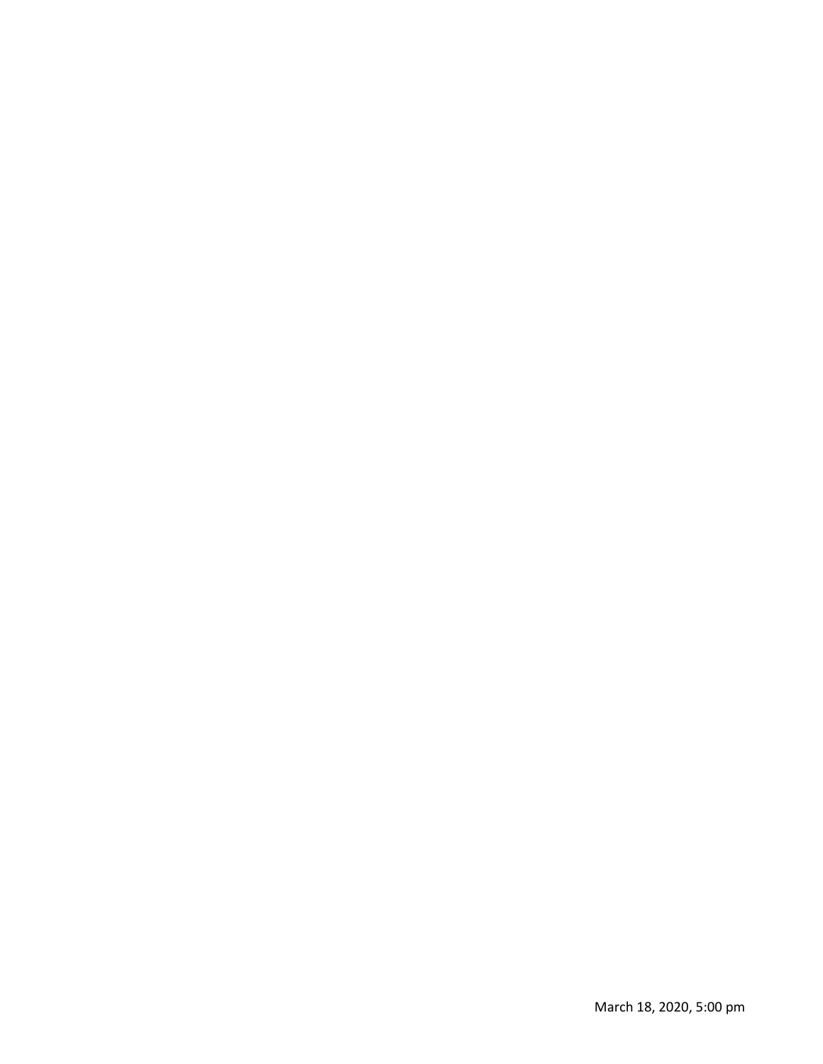March 18, 2020, 5:00 pm